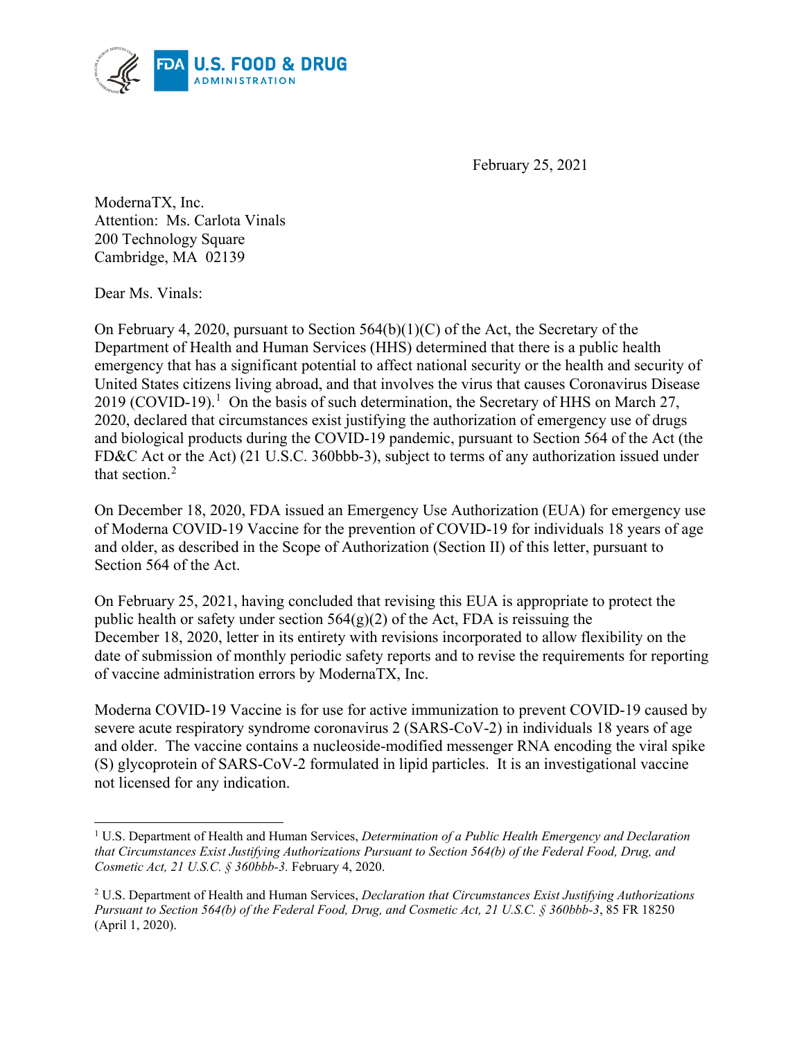February 25, 2021

ModernaTX, Inc.
Attention: Ms. Carlota Vinals
200 Technology Square
Cambridge, MA 02139

Dear Ms. Vinals:

On February 4, 2020, pursuant to Section 564(b)(1)(C) of the Act, the Secretary of the Department of Health and Human Services (HHS) determined that there is a public health emergency that has a significant potential to affect national security or the health and security of United States citizens living abroad, and that involves the virus that causes Coronavirus Disease 2019 (COVID-19).[1] On the basis of such determination, the Secretary of HHS on March 27, 2020, declared that circumstances exist justifying the authorization of emergency use of drugs and biological products during the COVID-19 pandemic, pursuant to Section 564 of the Act (the FD&C Act or the Act) (21 U.S.C. 360bbb-3), subject to terms of any authorization issued under that section.[2]

On December 18, 2020, FDA issued an Emergency Use Authorization (EUA) for emergency use of Moderna COVID-19 Vaccine for the prevention of COVID-19 for individuals 18 years of age and older, as described in the Scope of Authorization (Section II) of this letter, pursuant to Section 564 of the Act.

On February 25, 2021, having concluded that revising this EUA is appropriate to protect the public health or safety under section 564(g)(2) of the Act, FDA is reissuing the December 18, 2020, letter in its entirety with revisions incorporated to allow flexibility on the date of submission of monthly periodic safety reports and to revise the requirements for reporting of vaccine administration errors by ModernaTX, Inc.

Moderna COVID-19 Vaccine is for use for active immunization to prevent COVID-19 caused by severe acute respiratory syndrome coronavirus 2 (SARS-CoV-2) in individuals 18 years of age and older. The vaccine contains a nucleoside-modified messenger RNA encoding the viral spike (S) glycoprotein of SARS-CoV-2 formulated in lipid particles. It is an investigational vaccine not licensed for any indication.

---

[1] U.S. Department of Health and Human Services, *Determination of a Public Health Emergency and Declaration that Circumstances Exist Justifying Authorizations Pursuant to Section 564(b) of the Federal Food, Drug, and Cosmetic Act, 21 U.S.C. § 360bbb-3.* February 4, 2020.

[2] U.S. Department of Health and Human Services, *Declaration that Circumstances Exist Justifying Authorizations Pursuant to Section 564(b) of the Federal Food, Drug, and Cosmetic Act, 21 U.S.C. § 360bbb-3*, 85 FR 18250 (April 1, 2020).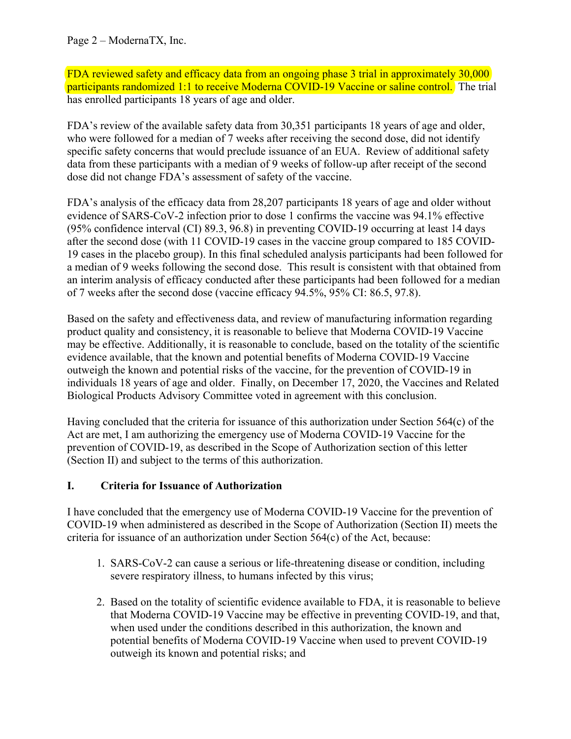FDA reviewed safety and efficacy data from an ongoing phase 3 trial in approximately 30,000 participants randomized 1:1 to receive Moderna COVID-19 Vaccine or saline control. The trial has enrolled participants 18 years of age and older.

FDA's review of the available safety data from 30,351 participants 18 years of age and older, who were followed for a median of 7 weeks after receiving the second dose, did not identify specific safety concerns that would preclude issuance of an EUA. Review of additional safety data from these participants with a median of 9 weeks of follow-up after receipt of the second dose did not change FDA's assessment of safety of the vaccine.

FDA's analysis of the efficacy data from 28,207 participants 18 years of age and older without evidence of SARS-CoV-2 infection prior to dose 1 confirms the vaccine was 94.1% effective (95% confidence interval (CI) 89.3, 96.8) in preventing COVID-19 occurring at least 14 days after the second dose (with 11 COVID-19 cases in the vaccine group compared to 185 COVID-19 cases in the placebo group). In this final scheduled analysis participants had been followed for a median of 9 weeks following the second dose. This result is consistent with that obtained from an interim analysis of efficacy conducted after these participants had been followed for a median of 7 weeks after the second dose (vaccine efficacy 94.5%, 95% CI: 86.5, 97.8).

Based on the safety and effectiveness data, and review of manufacturing information regarding product quality and consistency, it is reasonable to believe that Moderna COVID-19 Vaccine may be effective. Additionally, it is reasonable to conclude, based on the totality of the scientific evidence available, that the known and potential benefits of Moderna COVID-19 Vaccine outweigh the known and potential risks of the vaccine, for the prevention of COVID-19 in individuals 18 years of age and older. Finally, on December 17, 2020, the Vaccines and Related Biological Products Advisory Committee voted in agreement with this conclusion.

Having concluded that the criteria for issuance of this authorization under Section 564(c) of the Act are met, I am authorizing the emergency use of Moderna COVID-19 Vaccine for the prevention of COVID-19, as described in the Scope of Authorization section of this letter (Section II) and subject to the terms of this authorization.

## I. Criteria for Issuance of Authorization

I have concluded that the emergency use of Moderna COVID-19 Vaccine for the prevention of COVID-19 when administered as described in the Scope of Authorization (Section II) meets the criteria for issuance of an authorization under Section 564(c) of the Act, because:

1. SARS-CoV-2 can cause a serious or life-threatening disease or condition, including severe respiratory illness, to humans infected by this virus;

2. Based on the totality of scientific evidence available to FDA, it is reasonable to believe that Moderna COVID-19 Vaccine may be effective in preventing COVID-19, and that, when used under the conditions described in this authorization, the known and potential benefits of Moderna COVID-19 Vaccine when used to prevent COVID-19 outweigh its known and potential risks; and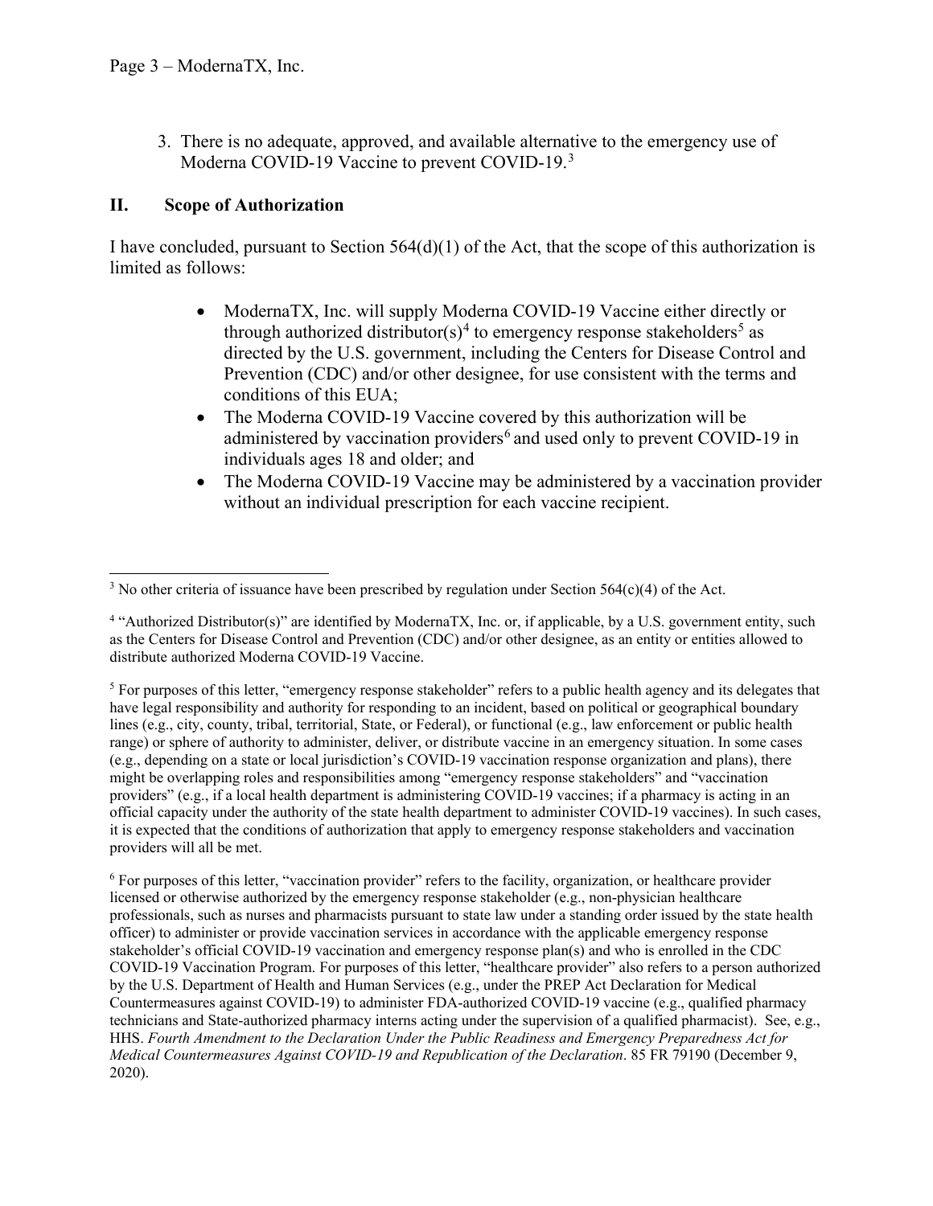3. There is no adequate, approved, and available alternative to the emergency use of Moderna COVID-19 Vaccine to prevent COVID-19.[3]

## II. Scope of Authorization

I have concluded, pursuant to Section 564(d)(1) of the Act, that the scope of this authorization is limited as follows:

- ModernaTX, Inc. will supply Moderna COVID-19 Vaccine either directly or through authorized distributor(s)[4] to emergency response stakeholders[5] as directed by the U.S. government, including the Centers for Disease Control and Prevention (CDC) and/or other designee, for use consistent with the terms and conditions of this EUA;
- The Moderna COVID-19 Vaccine covered by this authorization will be administered by vaccination providers[6] and used only to prevent COVID-19 in individuals ages 18 and older; and
- The Moderna COVID-19 Vaccine may be administered by a vaccination provider without an individual prescription for each vaccine recipient.

---

[3] No other criteria of issuance have been prescribed by regulation under Section 564(c)(4) of the Act.

[4] "Authorized Distributor(s)" are identified by ModernaTX, Inc. or, if applicable, by a U.S. government entity, such as the Centers for Disease Control and Prevention (CDC) and/or other designee, as an entity or entities allowed to distribute authorized Moderna COVID-19 Vaccine.

[5] For purposes of this letter, "emergency response stakeholder" refers to a public health agency and its delegates that have legal responsibility and authority for responding to an incident, based on political or geographical boundary lines (e.g., city, county, tribal, territorial, State, or Federal), or functional (e.g., law enforcement or public health range) or sphere of authority to administer, deliver, or distribute vaccine in an emergency situation. In some cases (e.g., depending on a state or local jurisdiction's COVID-19 vaccination response organization and plans), there might be overlapping roles and responsibilities among "emergency response stakeholders" and "vaccination providers" (e.g., if a local health department is administering COVID-19 vaccines; if a pharmacy is acting in an official capacity under the authority of the state health department to administer COVID-19 vaccines). In such cases, it is expected that the conditions of authorization that apply to emergency response stakeholders and vaccination providers will all be met.

[6] For purposes of this letter, "vaccination provider" refers to the facility, organization, or healthcare provider licensed or otherwise authorized by the emergency response stakeholder (e.g., non-physician healthcare professionals, such as nurses and pharmacists pursuant to state law under a standing order issued by the state health officer) to administer or provide vaccination services in accordance with the applicable emergency response stakeholder's official COVID-19 vaccination and emergency response plan(s) and who is enrolled in the CDC COVID-19 Vaccination Program. For purposes of this letter, "healthcare provider" also refers to a person authorized by the U.S. Department of Health and Human Services (e.g., under the PREP Act Declaration for Medical Countermeasures against COVID-19) to administer FDA-authorized COVID-19 vaccine (e.g., qualified pharmacy technicians and State-authorized pharmacy interns acting under the supervision of a qualified pharmacist). See, e.g., HHS. *Fourth Amendment to the Declaration Under the Public Readiness and Emergency Preparedness Act for Medical Countermeasures Against COVID-19 and Republication of the Declaration*. 85 FR 79190 (December 9, 2020).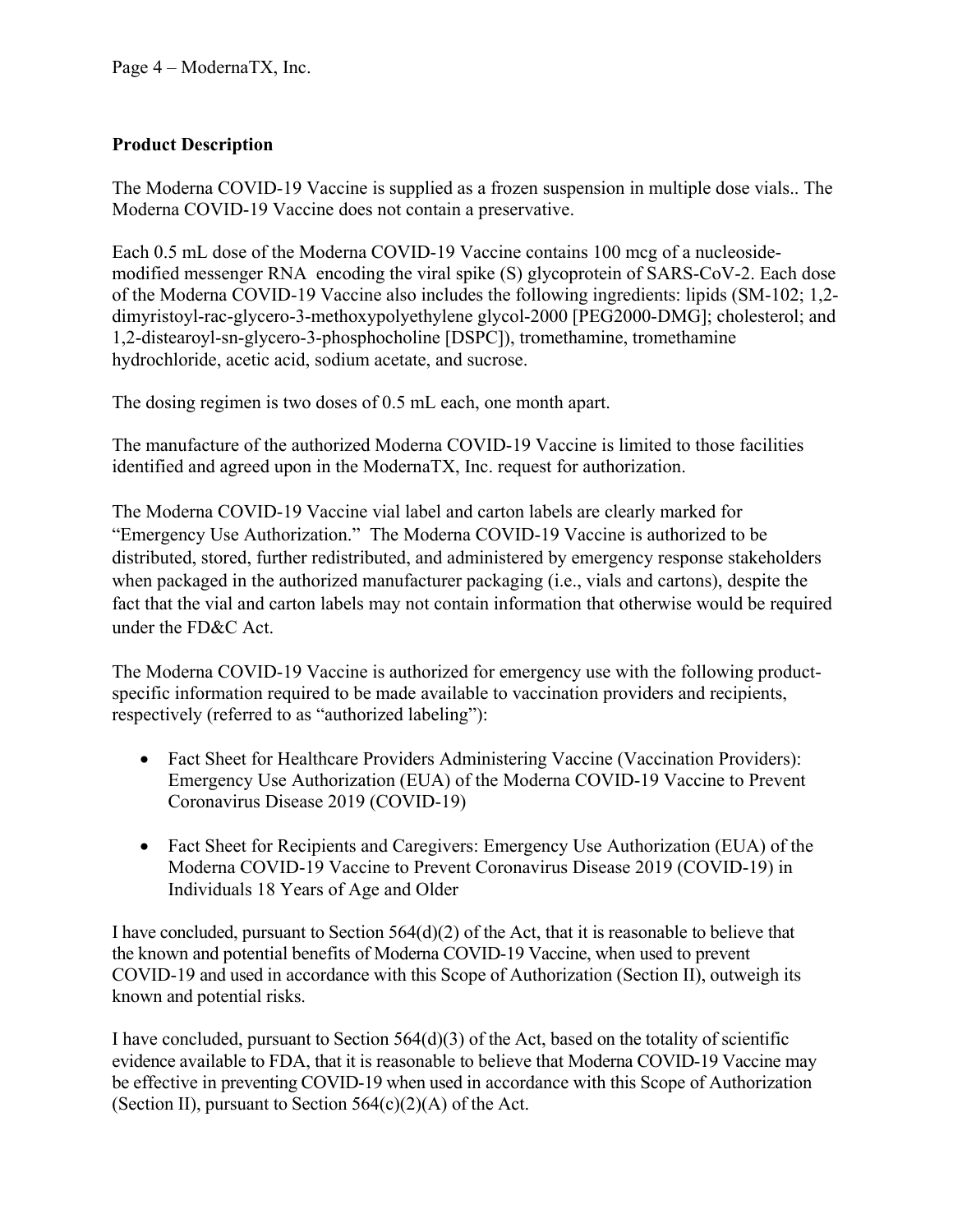**Product Description**

The Moderna COVID-19 Vaccine is supplied as a frozen suspension in multiple dose vials.. The Moderna COVID-19 Vaccine does not contain a preservative.

Each 0.5 mL dose of the Moderna COVID-19 Vaccine contains 100 mcg of a nucleoside-modified messenger RNA encoding the viral spike (S) glycoprotein of SARS-CoV-2. Each dose of the Moderna COVID-19 Vaccine also includes the following ingredients: lipids (SM-102; 1,2-dimyristoyl-rac-glycero-3-methoxypolyethylene glycol-2000 [PEG2000-DMG]; cholesterol; and 1,2-distearoyl-sn-glycero-3-phosphocholine [DSPC]), tromethamine, tromethamine hydrochloride, acetic acid, sodium acetate, and sucrose.

The dosing regimen is two doses of 0.5 mL each, one month apart.

The manufacture of the authorized Moderna COVID-19 Vaccine is limited to those facilities identified and agreed upon in the ModernaTX, Inc. request for authorization.

The Moderna COVID-19 Vaccine vial label and carton labels are clearly marked for "Emergency Use Authorization." The Moderna COVID-19 Vaccine is authorized to be distributed, stored, further redistributed, and administered by emergency response stakeholders when packaged in the authorized manufacturer packaging (i.e., vials and cartons), despite the fact that the vial and carton labels may not contain information that otherwise would be required under the FD&C Act.

The Moderna COVID-19 Vaccine is authorized for emergency use with the following product-specific information required to be made available to vaccination providers and recipients, respectively (referred to as "authorized labeling"):

- Fact Sheet for Healthcare Providers Administering Vaccine (Vaccination Providers): Emergency Use Authorization (EUA) of the Moderna COVID-19 Vaccine to Prevent Coronavirus Disease 2019 (COVID-19)
- Fact Sheet for Recipients and Caregivers: Emergency Use Authorization (EUA) of the Moderna COVID-19 Vaccine to Prevent Coronavirus Disease 2019 (COVID-19) in Individuals 18 Years of Age and Older

I have concluded, pursuant to Section 564(d)(2) of the Act, that it is reasonable to believe that the known and potential benefits of Moderna COVID-19 Vaccine, when used to prevent COVID-19 and used in accordance with this Scope of Authorization (Section II), outweigh its known and potential risks.

I have concluded, pursuant to Section 564(d)(3) of the Act, based on the totality of scientific evidence available to FDA, that it is reasonable to believe that Moderna COVID-19 Vaccine may be effective in preventing COVID-19 when used in accordance with this Scope of Authorization (Section II), pursuant to Section 564(c)(2)(A) of the Act.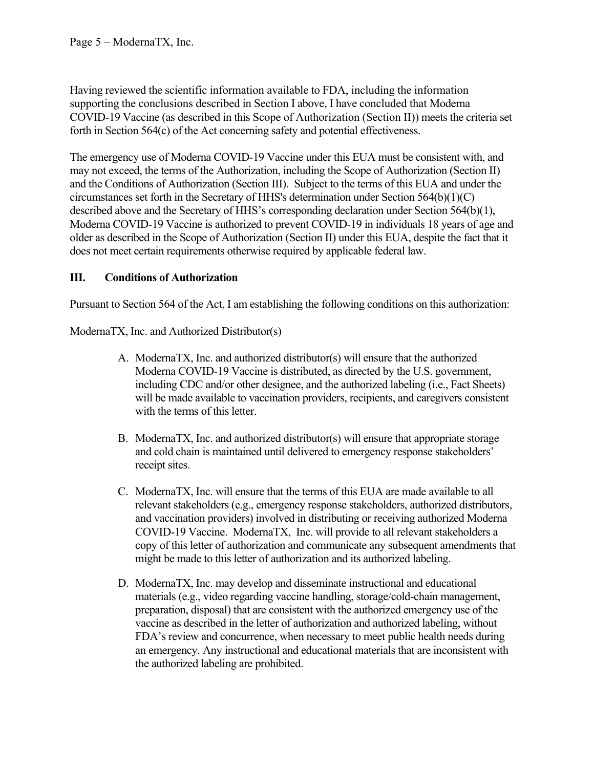Having reviewed the scientific information available to FDA, including the information supporting the conclusions described in Section I above, I have concluded that Moderna COVID-19 Vaccine (as described in this Scope of Authorization (Section II)) meets the criteria set forth in Section 564(c) of the Act concerning safety and potential effectiveness.

The emergency use of Moderna COVID-19 Vaccine under this EUA must be consistent with, and may not exceed, the terms of the Authorization, including the Scope of Authorization (Section II) and the Conditions of Authorization (Section III). Subject to the terms of this EUA and under the circumstances set forth in the Secretary of HHS's determination under Section 564(b)(1)(C) described above and the Secretary of HHS's corresponding declaration under Section 564(b)(1), Moderna COVID-19 Vaccine is authorized to prevent COVID-19 in individuals 18 years of age and older as described in the Scope of Authorization (Section II) under this EUA, despite the fact that it does not meet certain requirements otherwise required by applicable federal law.

## III. Conditions of Authorization

Pursuant to Section 564 of the Act, I am establishing the following conditions on this authorization:

ModernaTX, Inc. and Authorized Distributor(s)

A. ModernaTX, Inc. and authorized distributor(s) will ensure that the authorized Moderna COVID-19 Vaccine is distributed, as directed by the U.S. government, including CDC and/or other designee, and the authorized labeling (i.e., Fact Sheets) will be made available to vaccination providers, recipients, and caregivers consistent with the terms of this letter.

B. ModernaTX, Inc. and authorized distributor(s) will ensure that appropriate storage and cold chain is maintained until delivered to emergency response stakeholders' receipt sites.

C. ModernaTX, Inc. will ensure that the terms of this EUA are made available to all relevant stakeholders (e.g., emergency response stakeholders, authorized distributors, and vaccination providers) involved in distributing or receiving authorized Moderna COVID-19 Vaccine. ModernaTX, Inc. will provide to all relevant stakeholders a copy of this letter of authorization and communicate any subsequent amendments that might be made to this letter of authorization and its authorized labeling.

D. ModernaTX, Inc. may develop and disseminate instructional and educational materials (e.g., video regarding vaccine handling, storage/cold-chain management, preparation, disposal) that are consistent with the authorized emergency use of the vaccine as described in the letter of authorization and authorized labeling, without FDA's review and concurrence, when necessary to meet public health needs during an emergency. Any instructional and educational materials that are inconsistent with the authorized labeling are prohibited.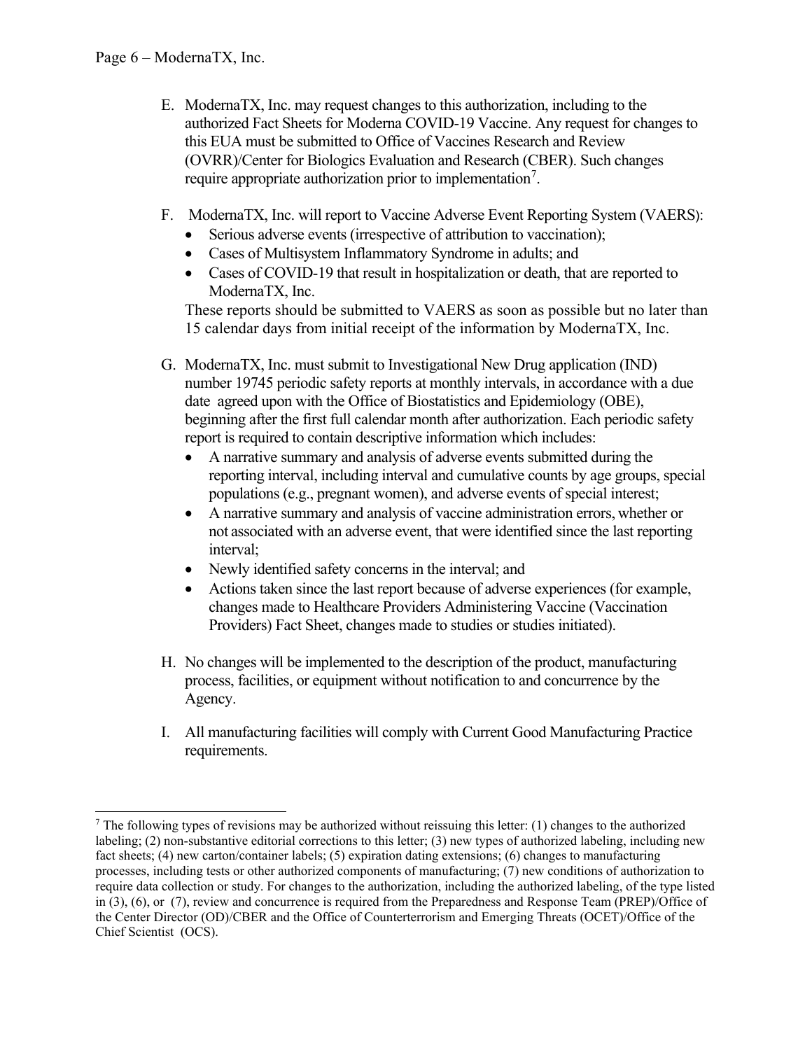E. ModernaTX, Inc. may request changes to this authorization, including to the authorized Fact Sheets for Moderna COVID-19 Vaccine. Any request for changes to this EUA must be submitted to Office of Vaccines Research and Review (OVRR)/Center for Biologics Evaluation and Research (CBER). Such changes require appropriate authorization prior to implementation[7].

F. ModernaTX, Inc. will report to Vaccine Adverse Event Reporting System (VAERS):
   - Serious adverse events (irrespective of attribution to vaccination);
   - Cases of Multisystem Inflammatory Syndrome in adults; and
   - Cases of COVID-19 that result in hospitalization or death, that are reported to ModernaTX, Inc.

   These reports should be submitted to VAERS as soon as possible but no later than 15 calendar days from initial receipt of the information by ModernaTX, Inc.

G. ModernaTX, Inc. must submit to Investigational New Drug application (IND) number 19745 periodic safety reports at monthly intervals, in accordance with a due date agreed upon with the Office of Biostatistics and Epidemiology (OBE), beginning after the first full calendar month after authorization. Each periodic safety report is required to contain descriptive information which includes:
   - A narrative summary and analysis of adverse events submitted during the reporting interval, including interval and cumulative counts by age groups, special populations (e.g., pregnant women), and adverse events of special interest;
   - A narrative summary and analysis of vaccine administration errors, whether or not associated with an adverse event, that were identified since the last reporting interval;
   - Newly identified safety concerns in the interval; and
   - Actions taken since the last report because of adverse experiences (for example, changes made to Healthcare Providers Administering Vaccine (Vaccination Providers) Fact Sheet, changes made to studies or studies initiated).

H. No changes will be implemented to the description of the product, manufacturing process, facilities, or equipment without notification to and concurrence by the Agency.

I. All manufacturing facilities will comply with Current Good Manufacturing Practice requirements.

---

[7] The following types of revisions may be authorized without reissuing this letter: (1) changes to the authorized labeling; (2) non-substantive editorial corrections to this letter; (3) new types of authorized labeling, including new fact sheets; (4) new carton/container labels; (5) expiration dating extensions; (6) changes to manufacturing processes, including tests or other authorized components of manufacturing; (7) new conditions of authorization to require data collection or study. For changes to the authorization, including the authorized labeling, of the type listed in (3), (6), or (7), review and concurrence is required from the Preparedness and Response Team (PREP)/Office of the Center Director (OD)/CBER and the Office of Counterterrorism and Emerging Threats (OCET)/Office of the Chief Scientist (OCS).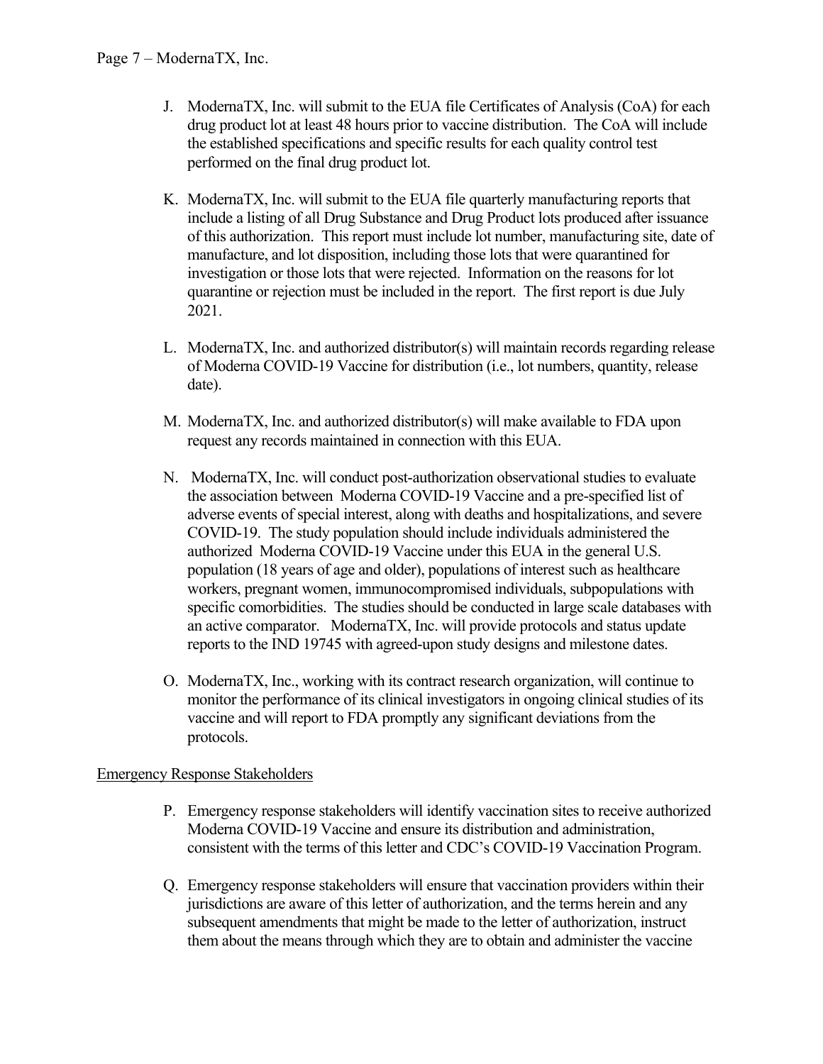J. ModernaTX, Inc. will submit to the EUA file Certificates of Analysis (CoA) for each drug product lot at least 48 hours prior to vaccine distribution. The CoA will include the established specifications and specific results for each quality control test performed on the final drug product lot.

K. ModernaTX, Inc. will submit to the EUA file quarterly manufacturing reports that include a listing of all Drug Substance and Drug Product lots produced after issuance of this authorization. This report must include lot number, manufacturing site, date of manufacture, and lot disposition, including those lots that were quarantined for investigation or those lots that were rejected. Information on the reasons for lot quarantine or rejection must be included in the report. The first report is due July 2021.

L. ModernaTX, Inc. and authorized distributor(s) will maintain records regarding release of Moderna COVID-19 Vaccine for distribution (i.e., lot numbers, quantity, release date).

M. ModernaTX, Inc. and authorized distributor(s) will make available to FDA upon request any records maintained in connection with this EUA.

N. ModernaTX, Inc. will conduct post-authorization observational studies to evaluate the association between Moderna COVID-19 Vaccine and a pre-specified list of adverse events of special interest, along with deaths and hospitalizations, and severe COVID-19. The study population should include individuals administered the authorized Moderna COVID-19 Vaccine under this EUA in the general U.S. population (18 years of age and older), populations of interest such as healthcare workers, pregnant women, immunocompromised individuals, subpopulations with specific comorbidities. The studies should be conducted in large scale databases with an active comparator. ModernaTX, Inc. will provide protocols and status update reports to the IND 19745 with agreed-upon study designs and milestone dates.

O. ModernaTX, Inc., working with its contract research organization, will continue to monitor the performance of its clinical investigators in ongoing clinical studies of its vaccine and will report to FDA promptly any significant deviations from the protocols.

Emergency Response Stakeholders

P. Emergency response stakeholders will identify vaccination sites to receive authorized Moderna COVID-19 Vaccine and ensure its distribution and administration, consistent with the terms of this letter and CDC's COVID-19 Vaccination Program.

Q. Emergency response stakeholders will ensure that vaccination providers within their jurisdictions are aware of this letter of authorization, and the terms herein and any subsequent amendments that might be made to the letter of authorization, instruct them about the means through which they are to obtain and administer the vaccine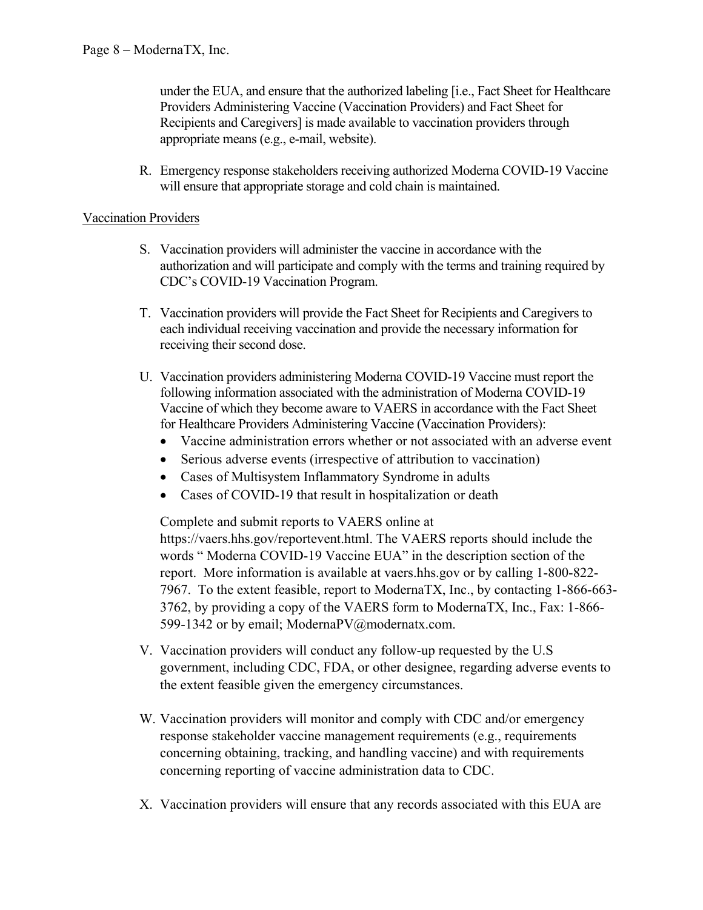under the EUA, and ensure that the authorized labeling [i.e., Fact Sheet for Healthcare Providers Administering Vaccine (Vaccination Providers) and Fact Sheet for Recipients and Caregivers] is made available to vaccination providers through appropriate means (e.g., e-mail, website).

R. Emergency response stakeholders receiving authorized Moderna COVID-19 Vaccine will ensure that appropriate storage and cold chain is maintained.

Vaccination Providers

S. Vaccination providers will administer the vaccine in accordance with the authorization and will participate and comply with the terms and training required by CDC's COVID-19 Vaccination Program.

T. Vaccination providers will provide the Fact Sheet for Recipients and Caregivers to each individual receiving vaccination and provide the necessary information for receiving their second dose.

U. Vaccination providers administering Moderna COVID-19 Vaccine must report the following information associated with the administration of Moderna COVID-19 Vaccine of which they become aware to VAERS in accordance with the Fact Sheet for Healthcare Providers Administering Vaccine (Vaccination Providers):
   - Vaccine administration errors whether or not associated with an adverse event
   - Serious adverse events (irrespective of attribution to vaccination)
   - Cases of Multisystem Inflammatory Syndrome in adults
   - Cases of COVID-19 that result in hospitalization or death

   Complete and submit reports to VAERS online at https://vaers.hhs.gov/reportevent.html. The VAERS reports should include the words " Moderna COVID-19 Vaccine EUA" in the description section of the report. More information is available at vaers.hhs.gov or by calling 1-800-822-7967. To the extent feasible, report to ModernaTX, Inc., by contacting 1-866-663-3762, by providing a copy of the VAERS form to ModernaTX, Inc., Fax: 1-866-599-1342 or by email; ModernaPV@modernatx.com.

V. Vaccination providers will conduct any follow-up requested by the U.S government, including CDC, FDA, or other designee, regarding adverse events to the extent feasible given the emergency circumstances.

W. Vaccination providers will monitor and comply with CDC and/or emergency response stakeholder vaccine management requirements (e.g., requirements concerning obtaining, tracking, and handling vaccine) and with requirements concerning reporting of vaccine administration data to CDC.

X. Vaccination providers will ensure that any records associated with this EUA are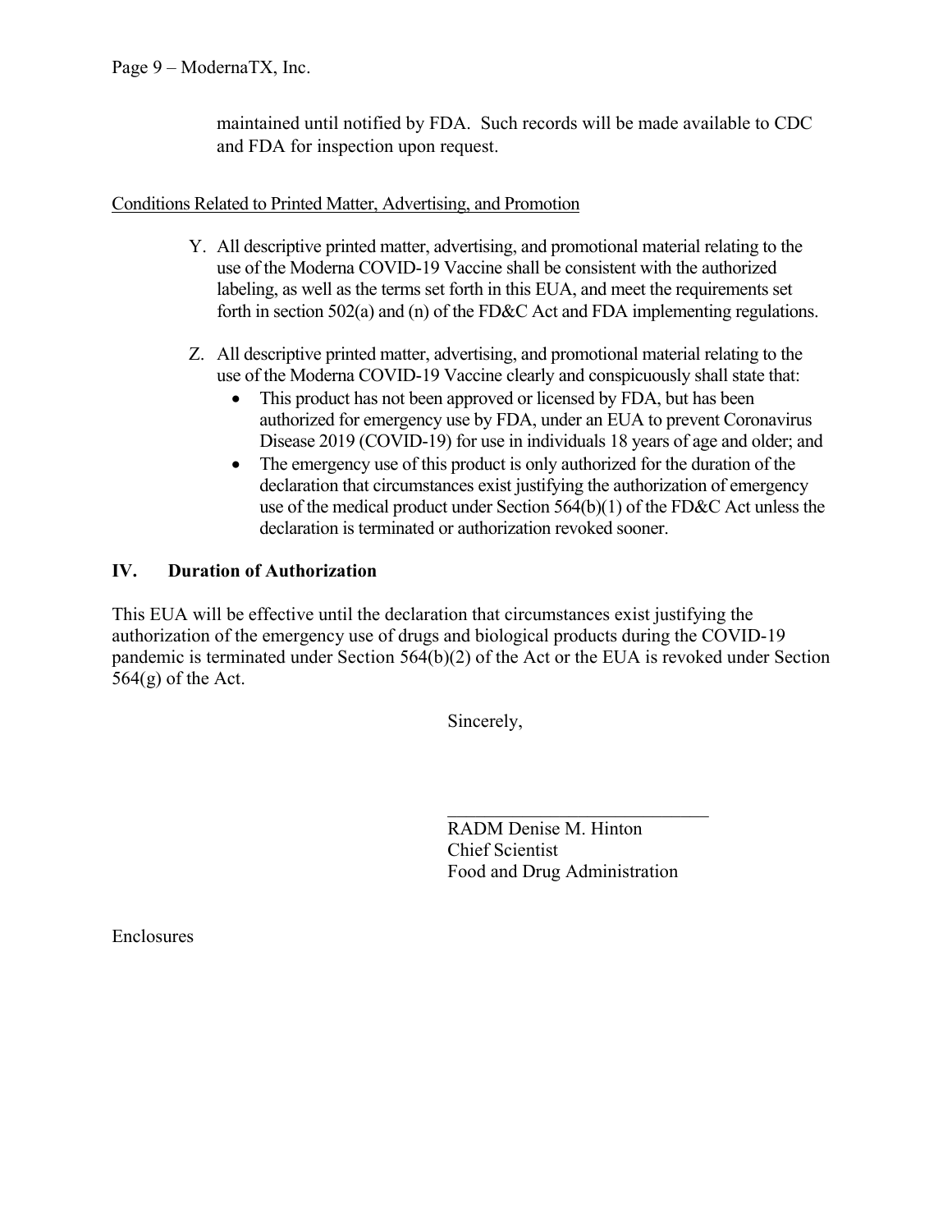maintained until notified by FDA. Such records will be made available to CDC and FDA for inspection upon request.

Conditions Related to Printed Matter, Advertising, and Promotion

Y. All descriptive printed matter, advertising, and promotional material relating to the use of the Moderna COVID-19 Vaccine shall be consistent with the authorized labeling, as well as the terms set forth in this EUA, and meet the requirements set forth in section 502(a) and (n) of the FD&C Act and FDA implementing regulations.

Z. All descriptive printed matter, advertising, and promotional material relating to the use of the Moderna COVID-19 Vaccine clearly and conspicuously shall state that:
- This product has not been approved or licensed by FDA, but has been authorized for emergency use by FDA, under an EUA to prevent Coronavirus Disease 2019 (COVID-19) for use in individuals 18 years of age and older; and
- The emergency use of this product is only authorized for the duration of the declaration that circumstances exist justifying the authorization of emergency use of the medical product under Section 564(b)(1) of the FD&C Act unless the declaration is terminated or authorization revoked sooner.

## IV. Duration of Authorization

This EUA will be effective until the declaration that circumstances exist justifying the authorization of the emergency use of drugs and biological products during the COVID-19 pandemic is terminated under Section 564(b)(2) of the Act or the EUA is revoked under Section 564(g) of the Act.

Sincerely,

\_\_\_\_\_\_\_\_\_\_\_\_\_\_\_\_\_\_\_\_\_\_\_\_\_\_\_\_

RADM Denise M. Hinton
Chief Scientist
Food and Drug Administration

Enclosures